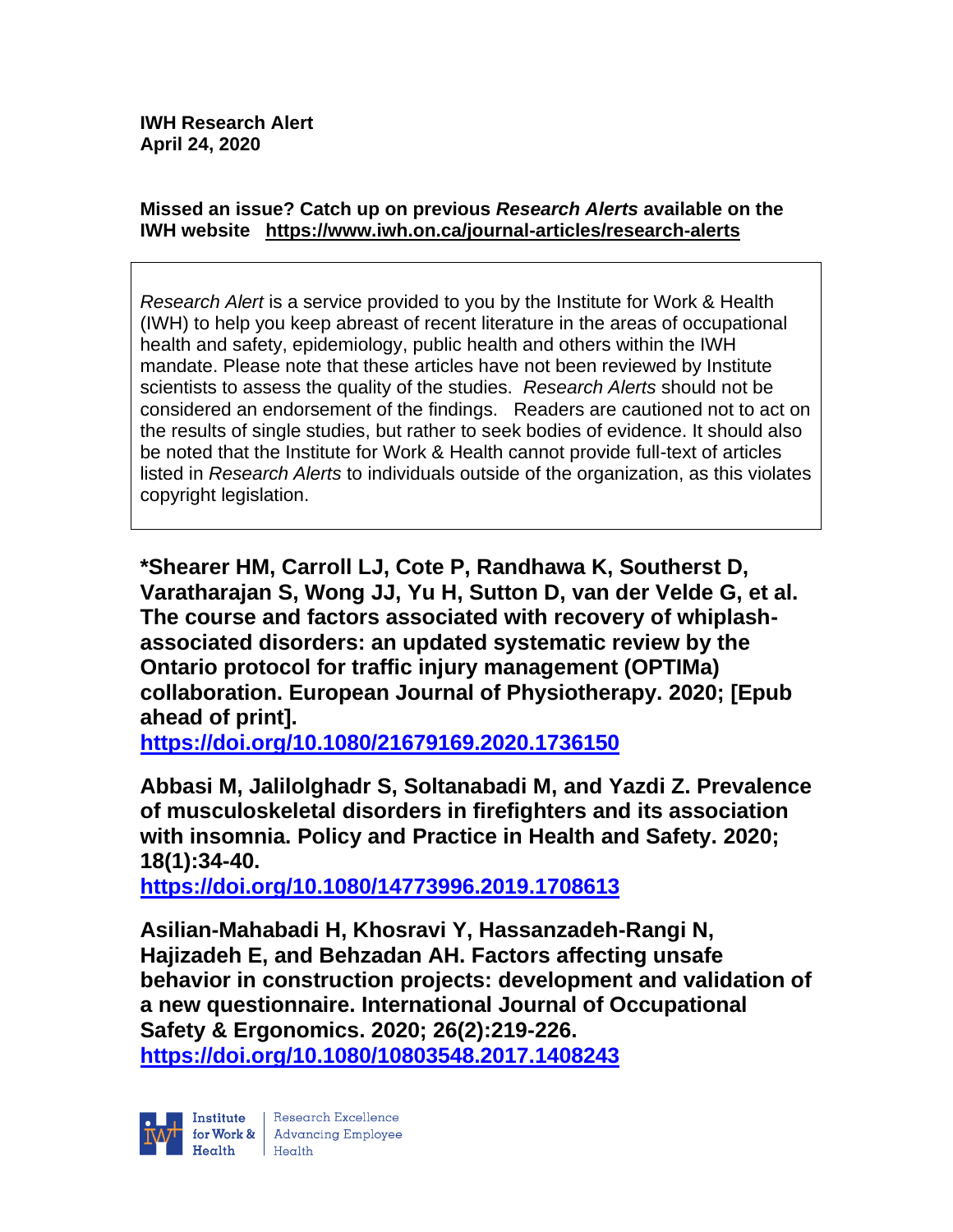**IWH Research Alert**
**April 24, 2020**

**Missed an issue? Catch up on previous *Research Alerts* available on the IWH website https://www.iwh.on.ca/journal-articles/research-alerts**

*Research Alert* is a service provided to you by the Institute for Work & Health (IWH) to help you keep abreast of recent literature in the areas of occupational health and safety, epidemiology, public health and others within the IWH mandate. Please note that these articles have not been reviewed by Institute scientists to assess the quality of the studies. *Research Alerts* should not be considered an endorsement of the findings. Readers are cautioned not to act on the results of single studies, but rather to seek bodies of evidence. It should also be noted that the Institute for Work & Health cannot provide full-text of articles listed in *Research Alerts* to individuals outside of the organization, as this violates copyright legislation.

**\*Shearer HM, Carroll LJ, Cote P, Randhawa K, Southerst D, Varatharajan S, Wong JJ, Yu H, Sutton D, van der Velde G, et al. The course and factors associated with recovery of whiplash-associated disorders: an updated systematic review by the Ontario protocol for traffic injury management (OPTIMa) collaboration. European Journal of Physiotherapy. 2020; [Epub ahead of print].**
**https://doi.org/10.1080/21679169.2020.1736150**

**Abbasi M, Jalilolghadr S, Soltanabadi M, and Yazdi Z. Prevalence of musculoskeletal disorders in firefighters and its association with insomnia. Policy and Practice in Health and Safety. 2020; 18(1):34-40.**
**https://doi.org/10.1080/14773996.2019.1708613**

**Asilian-Mahabadi H, Khosravi Y, Hassanzadeh-Rangi N, Hajizadeh E, and Behzadan AH. Factors affecting unsafe behavior in construction projects: development and validation of a new questionnaire. International Journal of Occupational Safety & Ergonomics. 2020; 26(2):219-226.**
**https://doi.org/10.1080/10803548.2017.1408243**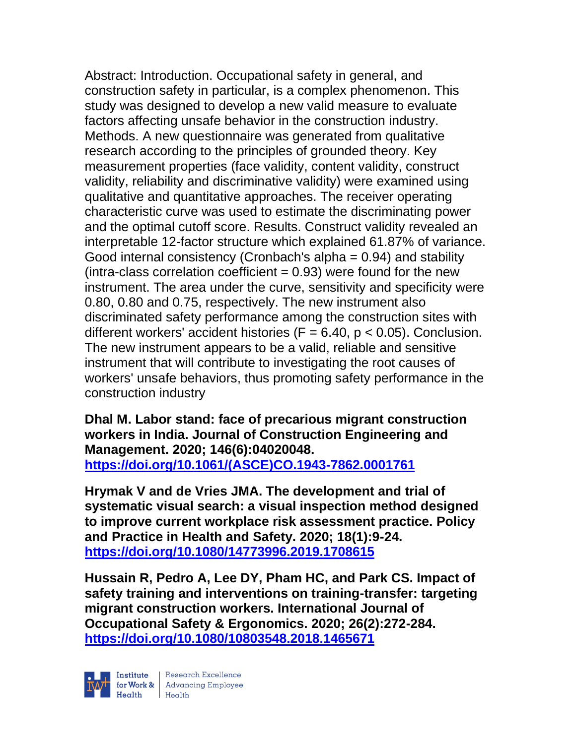Abstract: Introduction. Occupational safety in general, and construction safety in particular, is a complex phenomenon. This study was designed to develop a new valid measure to evaluate factors affecting unsafe behavior in the construction industry. Methods. A new questionnaire was generated from qualitative research according to the principles of grounded theory. Key measurement properties (face validity, content validity, construct validity, reliability and discriminative validity) were examined using qualitative and quantitative approaches. The receiver operating characteristic curve was used to estimate the discriminating power and the optimal cutoff score. Results. Construct validity revealed an interpretable 12-factor structure which explained 61.87% of variance. Good internal consistency (Cronbach's alpha = 0.94) and stability (intra-class correlation coefficient = 0.93) were found for the new instrument. The area under the curve, sensitivity and specificity were 0.80, 0.80 and 0.75, respectively. The new instrument also discriminated safety performance among the construction sites with different workers' accident histories ($F = 6.40$, $p < 0.05$). Conclusion. The new instrument appears to be a valid, reliable and sensitive instrument that will contribute to investigating the root causes of workers' unsafe behaviors, thus promoting safety performance in the construction industry

**Dhal M. Labor stand: face of precarious migrant construction workers in India. Journal of Construction Engineering and Management. 2020; 146(6):04020048. https://doi.org/10.1061/(ASCE)CO.1943-7862.0001761**

**Hrymak V and de Vries JMA. The development and trial of systematic visual search: a visual inspection method designed to improve current workplace risk assessment practice. Policy and Practice in Health and Safety. 2020; 18(1):9-24. https://doi.org/10.1080/14773996.2019.1708615**

**Hussain R, Pedro A, Lee DY, Pham HC, and Park CS. Impact of safety training and interventions on training-transfer: targeting migrant construction workers. International Journal of Occupational Safety & Ergonomics. 2020; 26(2):272-284. https://doi.org/10.1080/10803548.2018.1465671**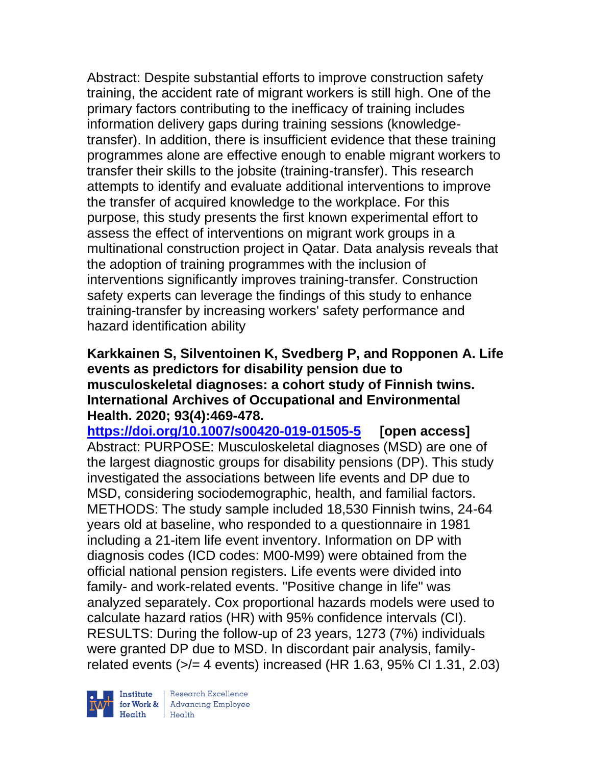Abstract: Despite substantial efforts to improve construction safety training, the accident rate of migrant workers is still high. One of the primary factors contributing to the inefficacy of training includes information delivery gaps during training sessions (knowledge-transfer). In addition, there is insufficient evidence that these training programmes alone are effective enough to enable migrant workers to transfer their skills to the jobsite (training-transfer). This research attempts to identify and evaluate additional interventions to improve the transfer of acquired knowledge to the workplace. For this purpose, this study presents the first known experimental effort to assess the effect of interventions on migrant work groups in a multinational construction project in Qatar. Data analysis reveals that the adoption of training programmes with the inclusion of interventions significantly improves training-transfer. Construction safety experts can leverage the findings of this study to enhance training-transfer by increasing workers' safety performance and hazard identification ability

**Karkkainen S, Silventoinen K, Svedberg P, and Ropponen A. Life events as predictors for disability pension due to musculoskeletal diagnoses: a cohort study of Finnish twins. International Archives of Occupational and Environmental Health. 2020; 93(4):469-478.**

https://doi.org/10.1007/s00420-019-01505-5 **[open access]**

Abstract: PURPOSE: Musculoskeletal diagnoses (MSD) are one of the largest diagnostic groups for disability pensions (DP). This study investigated the associations between life events and DP due to MSD, considering sociodemographic, health, and familial factors. METHODS: The study sample included 18,530 Finnish twins, 24-64 years old at baseline, who responded to a questionnaire in 1981 including a 21-item life event inventory. Information on DP with diagnosis codes (ICD codes: M00-M99) were obtained from the official national pension registers. Life events were divided into family- and work-related events. "Positive change in life" was analyzed separately. Cox proportional hazards models were used to calculate hazard ratios (HR) with 95% confidence intervals (CI). RESULTS: During the follow-up of 23 years, 1273 (7%) individuals were granted DP due to MSD. In discordant pair analysis, family-related events (>/= 4 events) increased (HR 1.63, 95% CI 1.31, 2.03)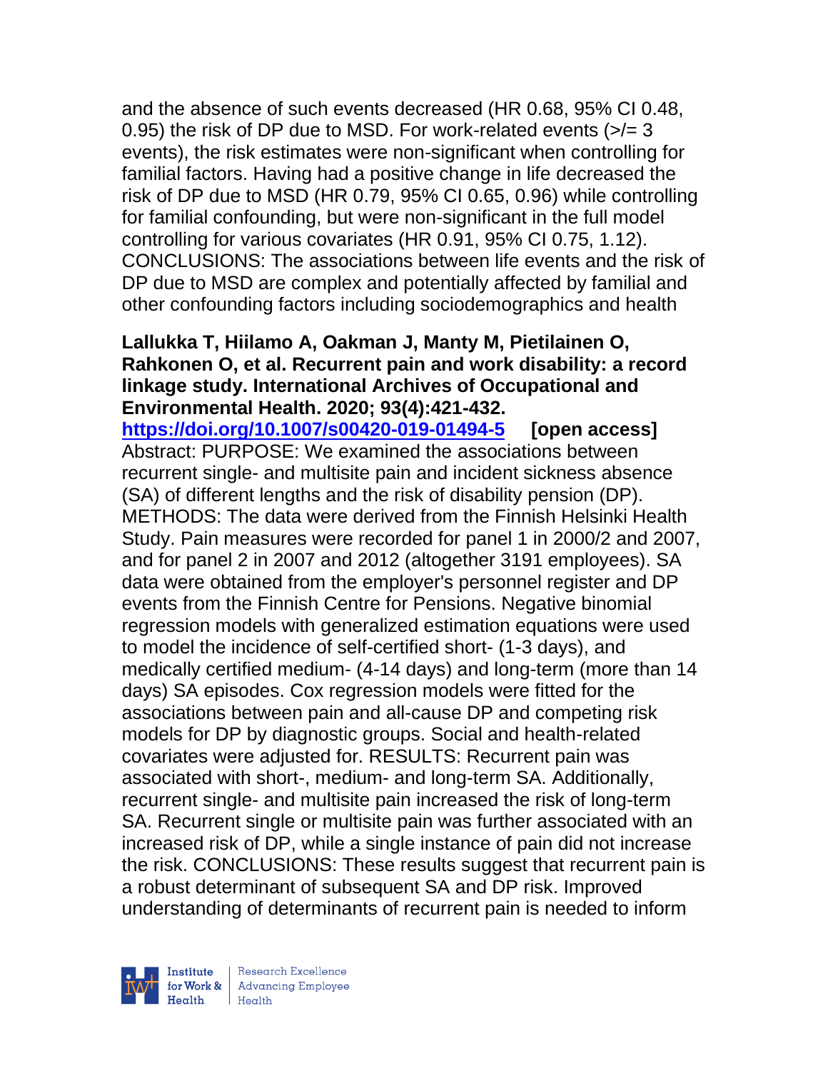and the absence of such events decreased (HR 0.68, 95% CI 0.48, 0.95) the risk of DP due to MSD. For work-related events (>/= 3 events), the risk estimates were non-significant when controlling for familial factors. Having had a positive change in life decreased the risk of DP due to MSD (HR 0.79, 95% CI 0.65, 0.96) while controlling for familial confounding, but were non-significant in the full model controlling for various covariates (HR 0.91, 95% CI 0.75, 1.12). CONCLUSIONS: The associations between life events and the risk of DP due to MSD are complex and potentially affected by familial and other confounding factors including sociodemographics and health

**Lallukka T, Hiilamo A, Oakman J, Manty M, Pietilainen O, Rahkonen O, et al. Recurrent pain and work disability: a record linkage study. International Archives of Occupational and Environmental Health. 2020; 93(4):421-432.**
**https://doi.org/10.1007/s00420-019-01494-5 [open access]**
Abstract: PURPOSE: We examined the associations between recurrent single- and multisite pain and incident sickness absence (SA) of different lengths and the risk of disability pension (DP). METHODS: The data were derived from the Finnish Helsinki Health Study. Pain measures were recorded for panel 1 in 2000/2 and 2007, and for panel 2 in 2007 and 2012 (altogether 3191 employees). SA data were obtained from the employer's personnel register and DP events from the Finnish Centre for Pensions. Negative binomial regression models with generalized estimation equations were used to model the incidence of self-certified short- (1-3 days), and medically certified medium- (4-14 days) and long-term (more than 14 days) SA episodes. Cox regression models were fitted for the associations between pain and all-cause DP and competing risk models for DP by diagnostic groups. Social and health-related covariates were adjusted for. RESULTS: Recurrent pain was associated with short-, medium- and long-term SA. Additionally, recurrent single- and multisite pain increased the risk of long-term SA. Recurrent single or multisite pain was further associated with an increased risk of DP, while a single instance of pain did not increase the risk. CONCLUSIONS: These results suggest that recurrent pain is a robust determinant of subsequent SA and DP risk. Improved understanding of determinants of recurrent pain is needed to inform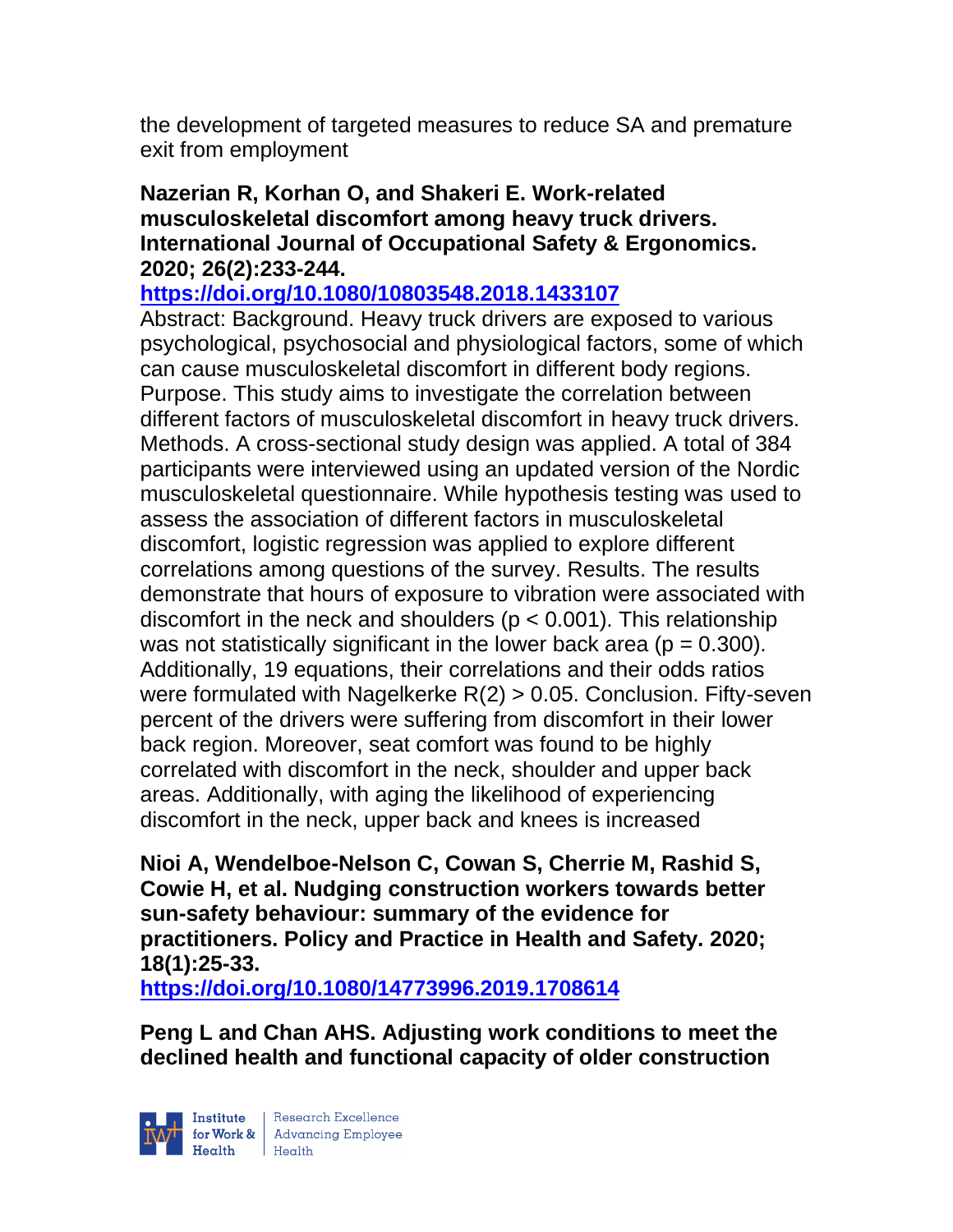the development of targeted measures to reduce SA and premature exit from employment

**Nazerian R, Korhan O, and Shakeri E. Work-related musculoskeletal discomfort among heavy truck drivers. International Journal of Occupational Safety & Ergonomics. 2020; 26(2):233-244.**

**https://doi.org/10.1080/10803548.2018.1433107**

Abstract: Background. Heavy truck drivers are exposed to various psychological, psychosocial and physiological factors, some of which can cause musculoskeletal discomfort in different body regions. Purpose. This study aims to investigate the correlation between different factors of musculoskeletal discomfort in heavy truck drivers. Methods. A cross-sectional study design was applied. A total of 384 participants were interviewed using an updated version of the Nordic musculoskeletal questionnaire. While hypothesis testing was used to assess the association of different factors in musculoskeletal discomfort, logistic regression was applied to explore different correlations among questions of the survey. Results. The results demonstrate that hours of exposure to vibration were associated with discomfort in the neck and shoulders ($p < 0.001$). This relationship was not statistically significant in the lower back area ($p = 0.300$). Additionally, 19 equations, their correlations and their odds ratios were formulated with Nagelkerke $R(2) > 0.05$. Conclusion. Fifty-seven percent of the drivers were suffering from discomfort in their lower back region. Moreover, seat comfort was found to be highly correlated with discomfort in the neck, shoulder and upper back areas. Additionally, with aging the likelihood of experiencing discomfort in the neck, upper back and knees is increased

**Nioi A, Wendelboe-Nelson C, Cowan S, Cherrie M, Rashid S, Cowie H, et al. Nudging construction workers towards better sun-safety behaviour: summary of the evidence for practitioners. Policy and Practice in Health and Safety. 2020; 18(1):25-33.**

**https://doi.org/10.1080/14773996.2019.1708614**

**Peng L and Chan AHS. Adjusting work conditions to meet the declined health and functional capacity of older construction**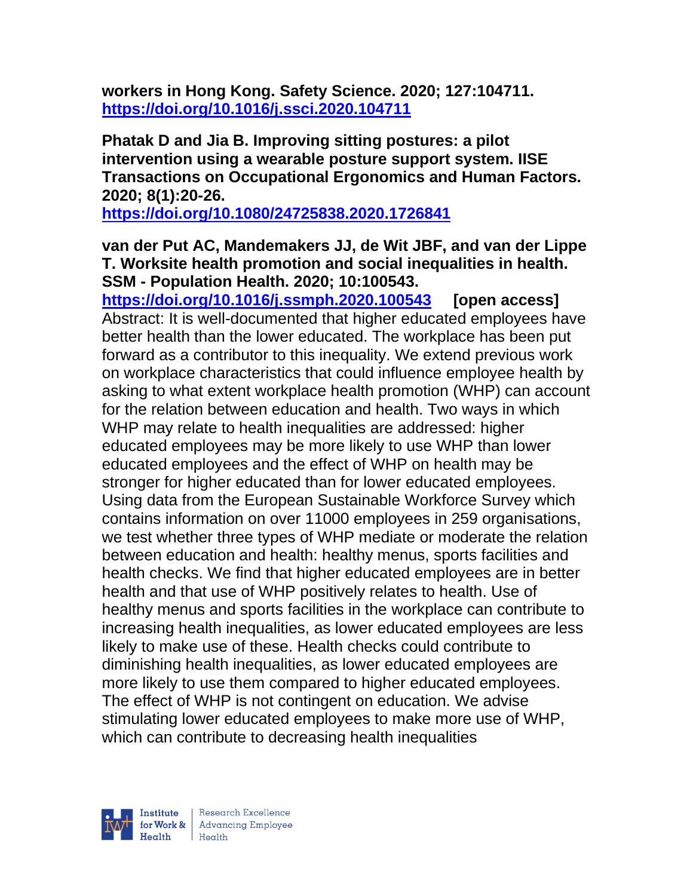**workers in Hong Kong. Safety Science. 2020; 127:104711.**
**https://doi.org/10.1016/j.ssci.2020.104711**

**Phatak D and Jia B. Improving sitting postures: a pilot intervention using a wearable posture support system. IISE Transactions on Occupational Ergonomics and Human Factors. 2020; 8(1):20-26.**
**https://doi.org/10.1080/24725838.2020.1726841**

**van der Put AC, Mandemakers JJ, de Wit JBF, and van der Lippe T. Worksite health promotion and social inequalities in health. SSM - Population Health. 2020; 10:100543.**
**https://doi.org/10.1016/j.ssmph.2020.100543 [open access]**
Abstract: It is well-documented that higher educated employees have better health than the lower educated. The workplace has been put forward as a contributor to this inequality. We extend previous work on workplace characteristics that could influence employee health by asking to what extent workplace health promotion (WHP) can account for the relation between education and health. Two ways in which WHP may relate to health inequalities are addressed: higher educated employees may be more likely to use WHP than lower educated employees and the effect of WHP on health may be stronger for higher educated than for lower educated employees. Using data from the European Sustainable Workforce Survey which contains information on over 11000 employees in 259 organisations, we test whether three types of WHP mediate or moderate the relation between education and health: healthy menus, sports facilities and health checks. We find that higher educated employees are in better health and that use of WHP positively relates to health. Use of healthy menus and sports facilities in the workplace can contribute to increasing health inequalities, as lower educated employees are less likely to make use of these. Health checks could contribute to diminishing health inequalities, as lower educated employees are more likely to use them compared to higher educated employees. The effect of WHP is not contingent on education. We advise stimulating lower educated employees to make more use of WHP, which can contribute to decreasing health inequalities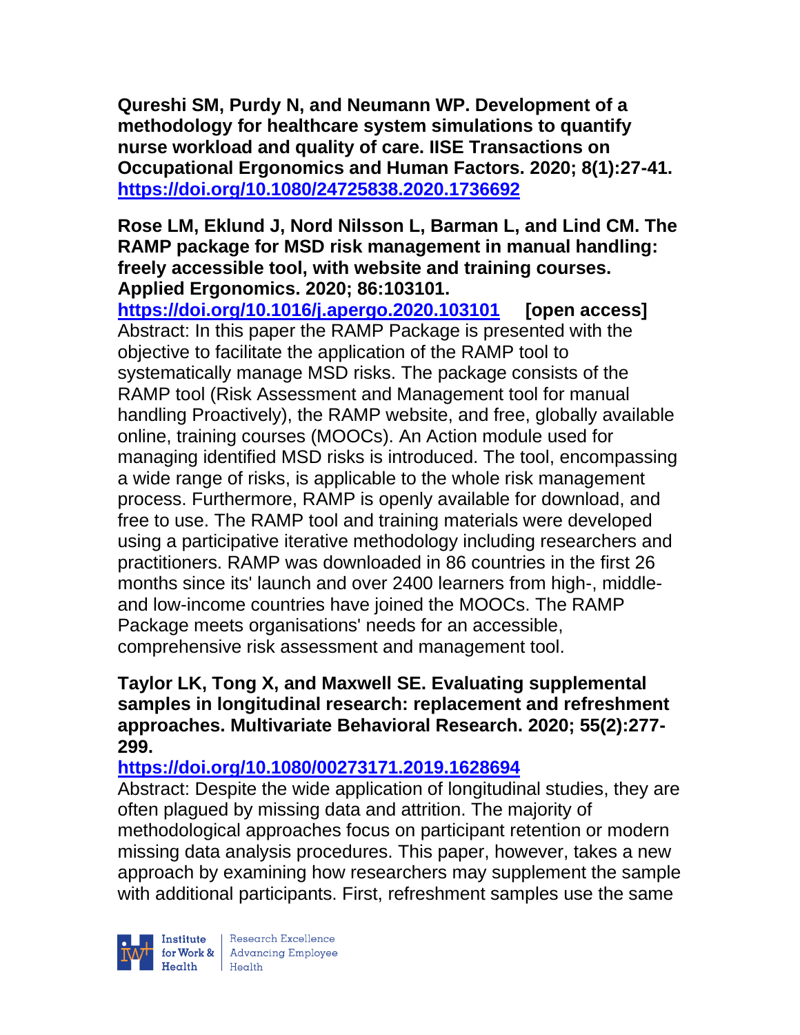**Qureshi SM, Purdy N, and Neumann WP. Development of a methodology for healthcare system simulations to quantify nurse workload and quality of care. IISE Transactions on Occupational Ergonomics and Human Factors. 2020; 8(1):27-41.**
**https://doi.org/10.1080/24725838.2020.1736692**

**Rose LM, Eklund J, Nord Nilsson L, Barman L, and Lind CM. The RAMP package for MSD risk management in manual handling: freely accessible tool, with website and training courses. Applied Ergonomics. 2020; 86:103101.**
**https://doi.org/10.1016/j.apergo.2020.103101 [open access]**
Abstract: In this paper the RAMP Package is presented with the objective to facilitate the application of the RAMP tool to systematically manage MSD risks. The package consists of the RAMP tool (Risk Assessment and Management tool for manual handling Proactively), the RAMP website, and free, globally available online, training courses (MOOCs). An Action module used for managing identified MSD risks is introduced. The tool, encompassing a wide range of risks, is applicable to the whole risk management process. Furthermore, RAMP is openly available for download, and free to use. The RAMP tool and training materials were developed using a participative iterative methodology including researchers and practitioners. RAMP was downloaded in 86 countries in the first 26 months since its' launch and over 2400 learners from high-, middle- and low-income countries have joined the MOOCs. The RAMP Package meets organisations' needs for an accessible, comprehensive risk assessment and management tool.

**Taylor LK, Tong X, and Maxwell SE. Evaluating supplemental samples in longitudinal research: replacement and refreshment approaches. Multivariate Behavioral Research. 2020; 55(2):277-299.**
**https://doi.org/10.1080/00273171.2019.1628694**
Abstract: Despite the wide application of longitudinal studies, they are often plagued by missing data and attrition. The majority of methodological approaches focus on participant retention or modern missing data analysis procedures. This paper, however, takes a new approach by examining how researchers may supplement the sample with additional participants. First, refreshment samples use the same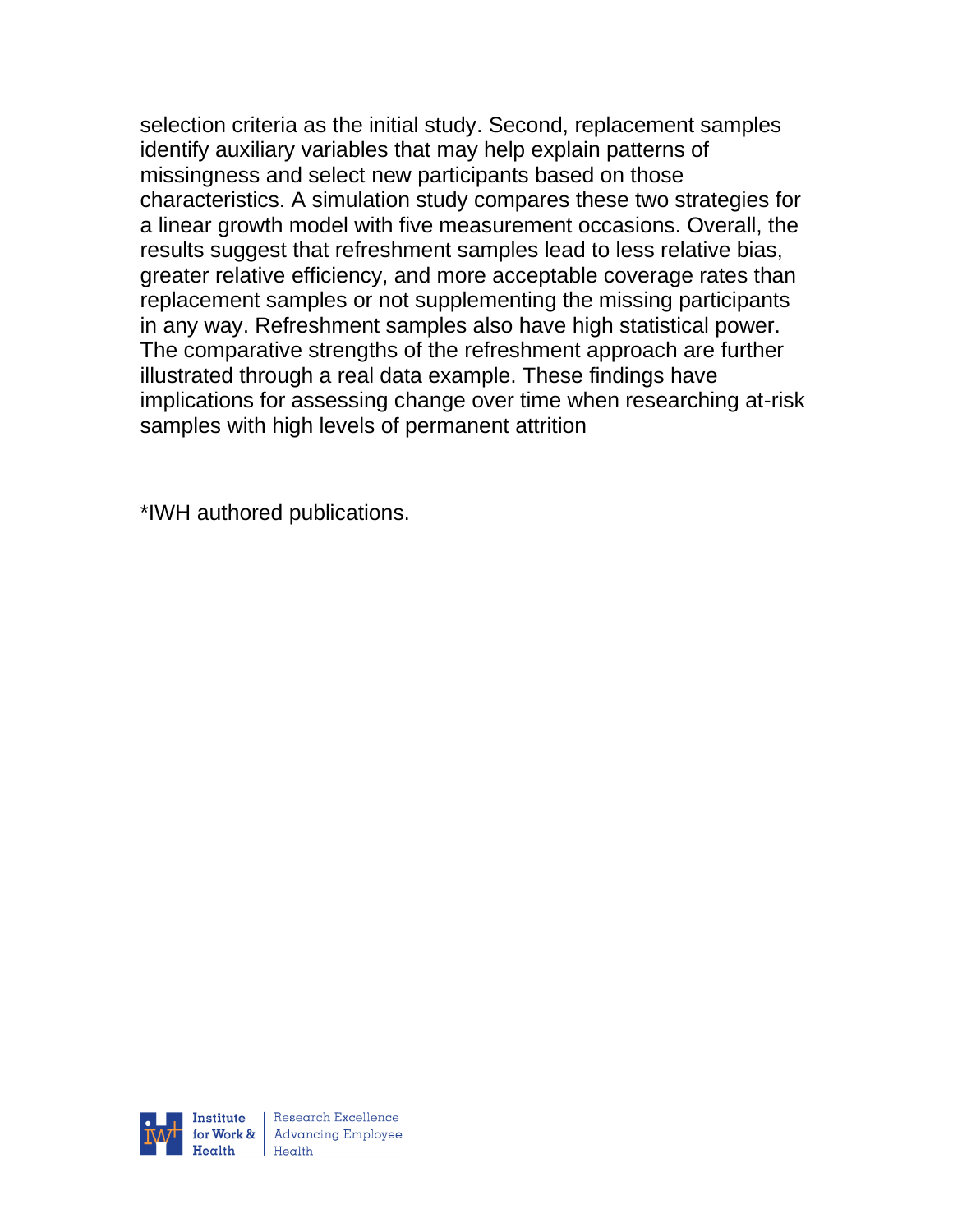selection criteria as the initial study. Second, replacement samples identify auxiliary variables that may help explain patterns of missingness and select new participants based on those characteristics. A simulation study compares these two strategies for a linear growth model with five measurement occasions. Overall, the results suggest that refreshment samples lead to less relative bias, greater relative efficiency, and more acceptable coverage rates than replacement samples or not supplementing the missing participants in any way. Refreshment samples also have high statistical power. The comparative strengths of the refreshment approach are further illustrated through a real data example. These findings have implications for assessing change over time when researching at-risk samples with high levels of permanent attrition

*IWH authored publications.